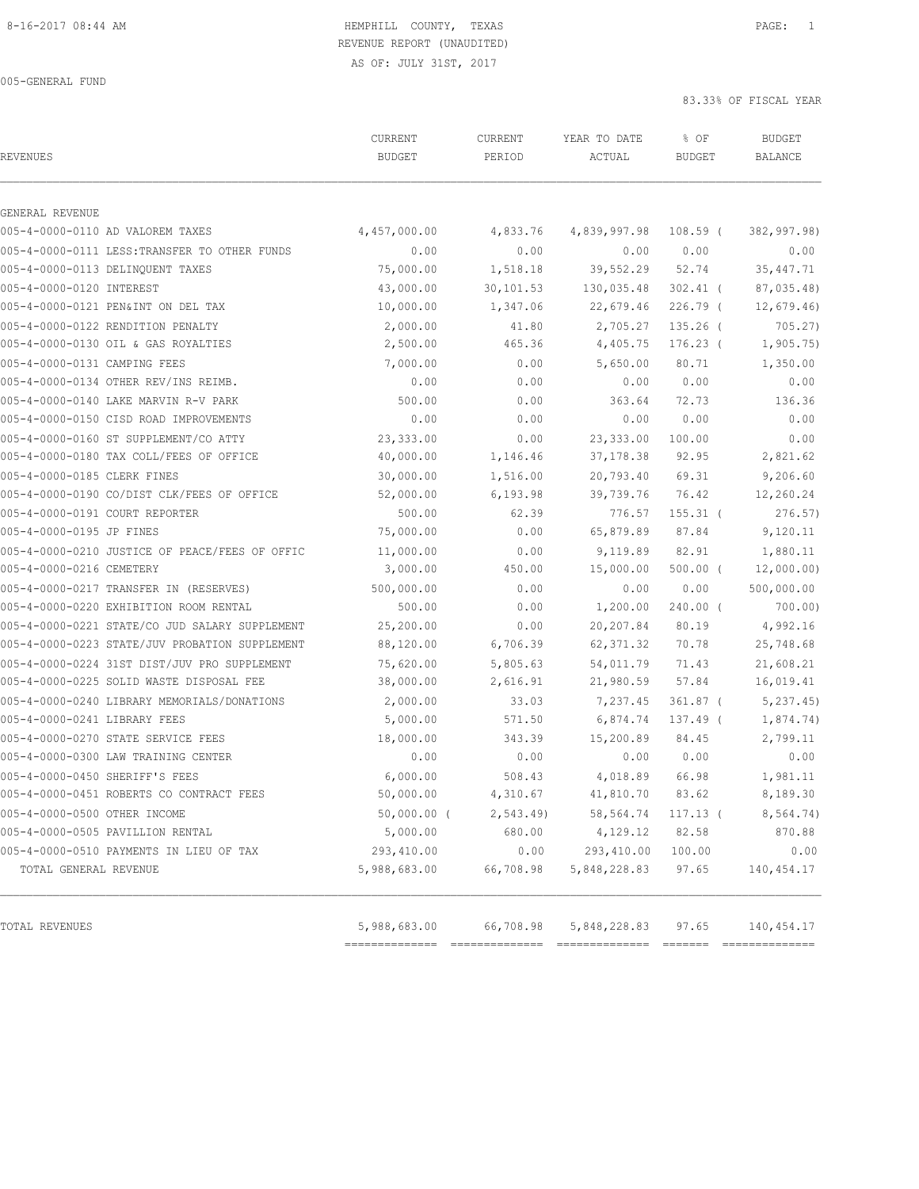HEMPHILL COUNTY, TEXAS
REVENUE REPORT (UNAUDITED)
AS OF: JULY 31ST, 2017

005-GENERAL FUND

83.33% OF FISCAL YEAR

| REVENUES | CURRENT BUDGET | CURRENT PERIOD | YEAR TO DATE ACTUAL | % OF BUDGET | BUDGET BALANCE |
|---|---|---|---|---|---|
| GENERAL REVENUE | | | | | |
| 005-4-0000-0110 AD VALOREM TAXES | 4,457,000.00 | 4,833.76 | 4,839,997.98 | 108.59 ( | 382,997.98) |
| 005-4-0000-0111 LESS:TRANSFER TO OTHER FUNDS | 0.00 | 0.00 | 0.00 | 0.00 | 0.00 |
| 005-4-0000-0113 DELINQUENT TAXES | 75,000.00 | 1,518.18 | 39,552.29 | 52.74 | 35,447.71 |
| 005-4-0000-0120 INTEREST | 43,000.00 | 30,101.53 | 130,035.48 | 302.41 ( | 87,035.48) |
| 005-4-0000-0121 PEN&INT ON DEL TAX | 10,000.00 | 1,347.06 | 22,679.46 | 226.79 ( | 12,679.46) |
| 005-4-0000-0122 RENDITION PENALTY | 2,000.00 | 41.80 | 2,705.27 | 135.26 ( | 705.27) |
| 005-4-0000-0130 OIL & GAS ROYALTIES | 2,500.00 | 465.36 | 4,405.75 | 176.23 ( | 1,905.75) |
| 005-4-0000-0131 CAMPING FEES | 7,000.00 | 0.00 | 5,650.00 | 80.71 | 1,350.00 |
| 005-4-0000-0134 OTHER REV/INS REIMB. | 0.00 | 0.00 | 0.00 | 0.00 | 0.00 |
| 005-4-0000-0140 LAKE MARVIN R-V PARK | 500.00 | 0.00 | 363.64 | 72.73 | 136.36 |
| 005-4-0000-0150 CISD ROAD IMPROVEMENTS | 0.00 | 0.00 | 0.00 | 0.00 | 0.00 |
| 005-4-0000-0160 ST SUPPLEMENT/CO ATTY | 23,333.00 | 0.00 | 23,333.00 | 100.00 | 0.00 |
| 005-4-0000-0180 TAX COLL/FEES OF OFFICE | 40,000.00 | 1,146.46 | 37,178.38 | 92.95 | 2,821.62 |
| 005-4-0000-0185 CLERK FINES | 30,000.00 | 1,516.00 | 20,793.40 | 69.31 | 9,206.60 |
| 005-4-0000-0190 CO/DIST CLK/FEES OF OFFICE | 52,000.00 | 6,193.98 | 39,739.76 | 76.42 | 12,260.24 |
| 005-4-0000-0191 COURT REPORTER | 500.00 | 62.39 | 776.57 | 155.31 ( | 276.57) |
| 005-4-0000-0195 JP FINES | 75,000.00 | 0.00 | 65,879.89 | 87.84 | 9,120.11 |
| 005-4-0000-0210 JUSTICE OF PEACE/FEES OF OFFIC | 11,000.00 | 0.00 | 9,119.89 | 82.91 | 1,880.11 |
| 005-4-0000-0216 CEMETERY | 3,000.00 | 450.00 | 15,000.00 | 500.00 ( | 12,000.00) |
| 005-4-0000-0217 TRANSFER IN (RESERVES) | 500,000.00 | 0.00 | 0.00 | 0.00 | 500,000.00 |
| 005-4-0000-0220 EXHIBITION ROOM RENTAL | 500.00 | 0.00 | 1,200.00 | 240.00 ( | 700.00) |
| 005-4-0000-0221 STATE/CO JUD SALARY SUPPLEMENT | 25,200.00 | 0.00 | 20,207.84 | 80.19 | 4,992.16 |
| 005-4-0000-0223 STATE/JUV PROBATION SUPPLEMENT | 88,120.00 | 6,706.39 | 62,371.32 | 70.78 | 25,748.68 |
| 005-4-0000-0224 31ST DIST/JUV PRO SUPPLEMENT | 75,620.00 | 5,805.63 | 54,011.79 | 71.43 | 21,608.21 |
| 005-4-0000-0225 SOLID WASTE DISPOSAL FEE | 38,000.00 | 2,616.91 | 21,980.59 | 57.84 | 16,019.41 |
| 005-4-0000-0240 LIBRARY MEMORIALS/DONATIONS | 2,000.00 | 33.03 | 7,237.45 | 361.87 ( | 5,237.45) |
| 005-4-0000-0241 LIBRARY FEES | 5,000.00 | 571.50 | 6,874.74 | 137.49 ( | 1,874.74) |
| 005-4-0000-0270 STATE SERVICE FEES | 18,000.00 | 343.39 | 15,200.89 | 84.45 | 2,799.11 |
| 005-4-0000-0300 LAW TRAINING CENTER | 0.00 | 0.00 | 0.00 | 0.00 | 0.00 |
| 005-4-0000-0450 SHERIFF'S FEES | 6,000.00 | 508.43 | 4,018.89 | 66.98 | 1,981.11 |
| 005-4-0000-0451 ROBERTS CO CONTRACT FEES | 50,000.00 | 4,310.67 | 41,810.70 | 83.62 | 8,189.30 |
| 005-4-0000-0500 OTHER INCOME | 50,000.00 ( | 2,543.49) | 58,564.74 | 117.13 ( | 8,564.74) |
| 005-4-0000-0505 PAVILLION RENTAL | 5,000.00 | 680.00 | 4,129.12 | 82.58 | 870.88 |
| 005-4-0000-0510 PAYMENTS IN LIEU OF TAX | 293,410.00 | 0.00 | 293,410.00 | 100.00 | 0.00 |
| TOTAL GENERAL REVENUE | 5,988,683.00 | 66,708.98 | 5,848,228.83 | 97.65 | 140,454.17 |
| TOTAL REVENUES | 5,988,683.00 | 66,708.98 | 5,848,228.83 | 97.65 | 140,454.17 |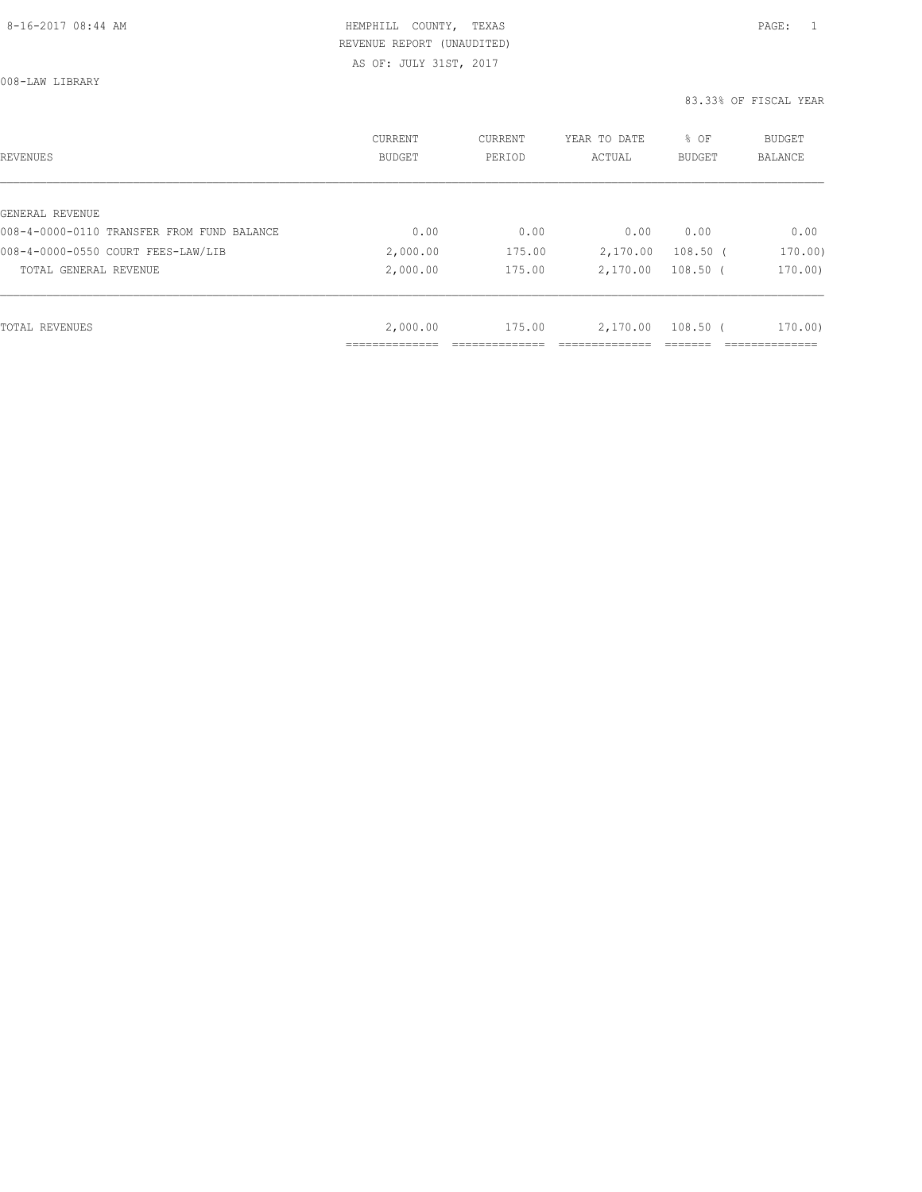HEMPHILL COUNTY, TEXAS
REVENUE REPORT (UNAUDITED)
AS OF: JULY 31ST, 2017

008-LAW LIBRARY

83.33% OF FISCAL YEAR

| REVENUES | CURRENT BUDGET | CURRENT PERIOD | YEAR TO DATE ACTUAL | % OF BUDGET | BUDGET BALANCE |
|---|---|---|---|---|---|
| GENERAL REVENUE | | | | | |
| 008-4-0000-0110 TRANSFER FROM FUND BALANCE | 0.00 | 0.00 | 0.00 | 0.00 | 0.00 |
| 008-4-0000-0550 COURT FEES-LAW/LIB | 2,000.00 | 175.00 | 2,170.00 | 108.50 | ( 170.00) |
| TOTAL GENERAL REVENUE | 2,000.00 | 175.00 | 2,170.00 | 108.50 | ( 170.00) |
| TOTAL REVENUES | 2,000.00 | 175.00 | 2,170.00 | 108.50 | ( 170.00) |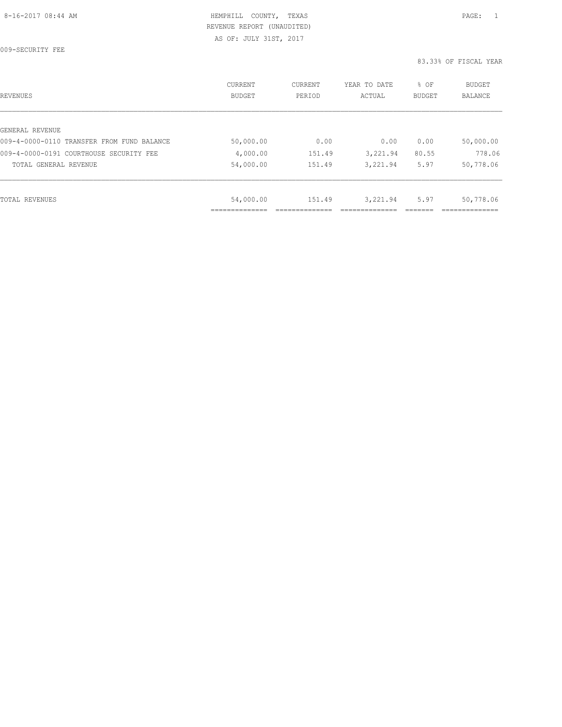HEMPHILL COUNTY, TEXAS
REVENUE REPORT (UNAUDITED)
AS OF: JULY 31ST, 2017

009-SECURITY FEE

83.33% OF FISCAL YEAR

| REVENUES | CURRENT BUDGET | CURRENT PERIOD | YEAR TO DATE ACTUAL | % OF BUDGET | BUDGET BALANCE |
|---|---|---|---|---|---|
| GENERAL REVENUE | | | | | |
| 009-4-0000-0110 TRANSFER FROM FUND BALANCE | 50,000.00 | 0.00 | 0.00 | 0.00 | 50,000.00 |
| 009-4-0000-0191 COURTHOUSE SECURITY FEE | 4,000.00 | 151.49 | 3,221.94 | 80.55 | 778.06 |
| TOTAL GENERAL REVENUE | 54,000.00 | 151.49 | 3,221.94 | 5.97 | 50,778.06 |
| TOTAL REVENUES | 54,000.00 | 151.49 | 3,221.94 | 5.97 | 50,778.06 |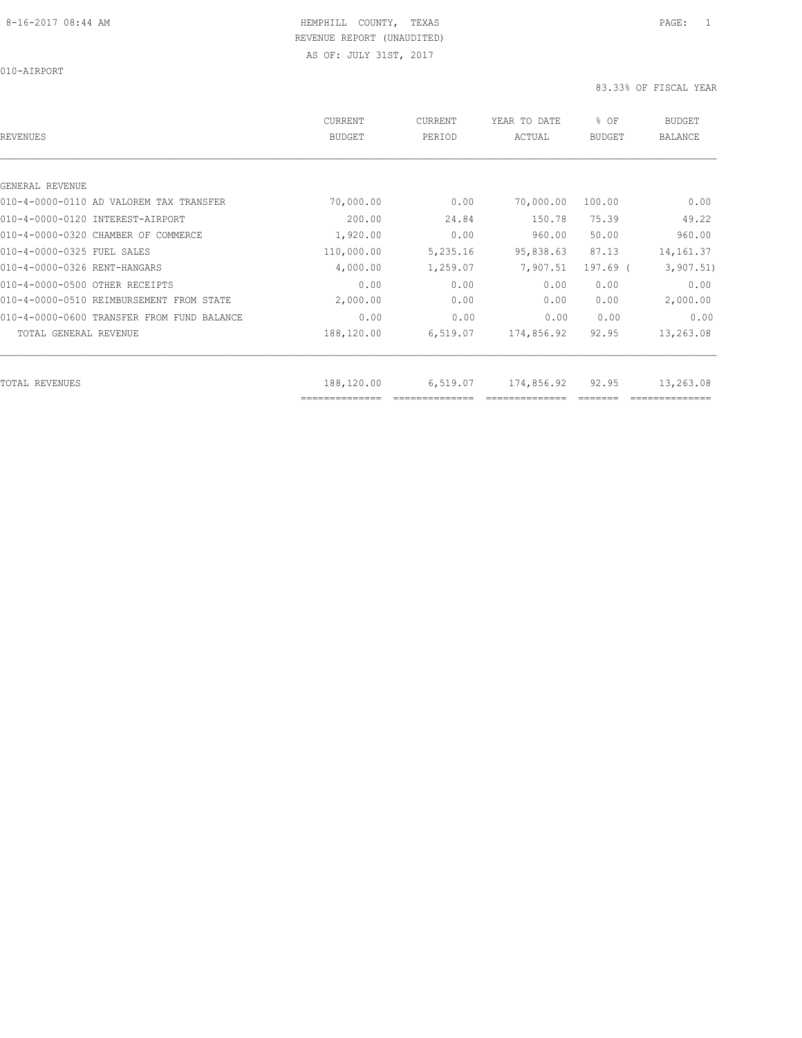HEMPHILL COUNTY, TEXAS
REVENUE REPORT (UNAUDITED)
AS OF: JULY 31ST, 2017

010-AIRPORT

83.33% OF FISCAL YEAR

| REVENUES | CURRENT BUDGET | CURRENT PERIOD | YEAR TO DATE ACTUAL | % OF BUDGET | BUDGET BALANCE |
|---|---|---|---|---|---|
| GENERAL REVENUE | | | | | |
| 010-4-0000-0110 AD VALOREM TAX TRANSFER | 70,000.00 | 0.00 | 70,000.00 | 100.00 | 0.00 |
| 010-4-0000-0120 INTEREST-AIRPORT | 200.00 | 24.84 | 150.78 | 75.39 | 49.22 |
| 010-4-0000-0320 CHAMBER OF COMMERCE | 1,920.00 | 0.00 | 960.00 | 50.00 | 960.00 |
| 010-4-0000-0325 FUEL SALES | 110,000.00 | 5,235.16 | 95,838.63 | 87.13 | 14,161.37 |
| 010-4-0000-0326 RENT-HANGARS | 4,000.00 | 1,259.07 | 7,907.51 | 197.69 | ( 3,907.51) |
| 010-4-0000-0500 OTHER RECEIPTS | 0.00 | 0.00 | 0.00 | 0.00 | 0.00 |
| 010-4-0000-0510 REIMBURSEMENT FROM STATE | 2,000.00 | 0.00 | 0.00 | 0.00 | 2,000.00 |
| 010-4-0000-0600 TRANSFER FROM FUND BALANCE | 0.00 | 0.00 | 0.00 | 0.00 | 0.00 |
| TOTAL GENERAL REVENUE | 188,120.00 | 6,519.07 | 174,856.92 | 92.95 | 13,263.08 |
| TOTAL REVENUES | 188,120.00 | 6,519.07 | 174,856.92 | 92.95 | 13,263.08 |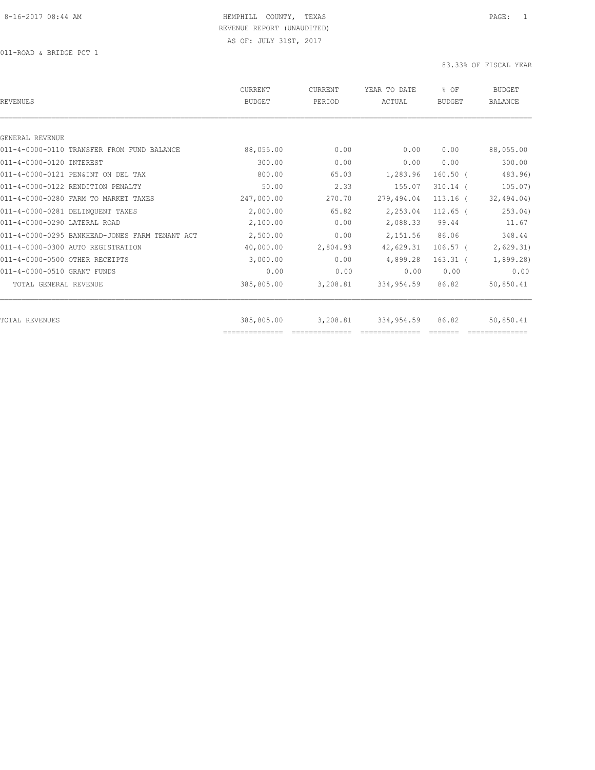HEMPHILL COUNTY, TEXAS
REVENUE REPORT (UNAUDITED)
AS OF: JULY 31ST, 2017

011-ROAD & BRIDGE PCT 1

83.33% OF FISCAL YEAR

| REVENUES | CURRENT BUDGET | CURRENT PERIOD | YEAR TO DATE ACTUAL | % OF BUDGET | BUDGET BALANCE |
|---|---|---|---|---|---|
| GENERAL REVENUE | | | | | |
| 011-4-0000-0110 TRANSFER FROM FUND BALANCE | 88,055.00 | 0.00 | 0.00 | 0.00 | 88,055.00 |
| 011-4-0000-0120 INTEREST | 300.00 | 0.00 | 0.00 | 0.00 | 300.00 |
| 011-4-0000-0121 PEN&INT ON DEL TAX | 800.00 | 65.03 | 1,283.96 | 160.50 | ( 483.96) |
| 011-4-0000-0122 RENDITION PENALTY | 50.00 | 2.33 | 155.07 | 310.14 | ( 105.07) |
| 011-4-0000-0280 FARM TO MARKET TAXES | 247,000.00 | 270.70 | 279,494.04 | 113.16 | ( 32,494.04) |
| 011-4-0000-0281 DELINQUENT TAXES | 2,000.00 | 65.82 | 2,253.04 | 112.65 | ( 253.04) |
| 011-4-0000-0290 LATERAL ROAD | 2,100.00 | 0.00 | 2,088.33 | 99.44 | 11.67 |
| 011-4-0000-0295 BANKHEAD-JONES FARM TENANT ACT | 2,500.00 | 0.00 | 2,151.56 | 86.06 | 348.44 |
| 011-4-0000-0300 AUTO REGISTRATION | 40,000.00 | 2,804.93 | 42,629.31 | 106.57 | ( 2,629.31) |
| 011-4-0000-0500 OTHER RECEIPTS | 3,000.00 | 0.00 | 4,899.28 | 163.31 | ( 1,899.28) |
| 011-4-0000-0510 GRANT FUNDS | 0.00 | 0.00 | 0.00 | 0.00 | 0.00 |
| TOTAL GENERAL REVENUE | 385,805.00 | 3,208.81 | 334,954.59 | 86.82 | 50,850.41 |
| TOTAL REVENUES | 385,805.00 | 3,208.81 | 334,954.59 | 86.82 | 50,850.41 |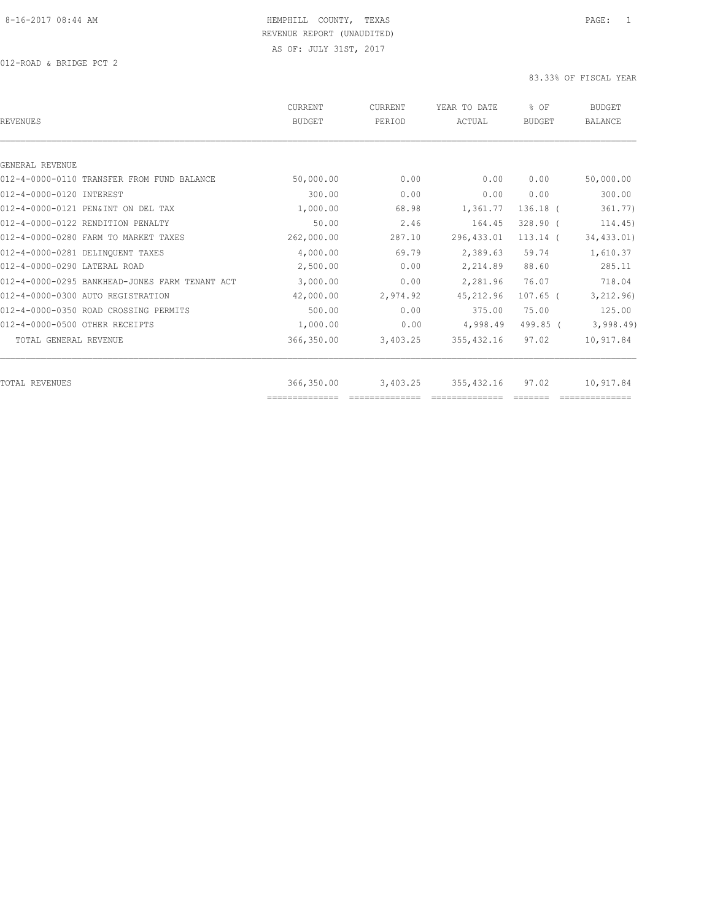HEMPHILL COUNTY, TEXAS
REVENUE REPORT (UNAUDITED)
AS OF: JULY 31ST, 2017

012-ROAD & BRIDGE PCT 2

83.33% OF FISCAL YEAR

| REVENUES | CURRENT BUDGET | CURRENT PERIOD | YEAR TO DATE ACTUAL | % OF BUDGET | BUDGET BALANCE |
|---|---|---|---|---|---|
| GENERAL REVENUE | | | | | |
| 012-4-0000-0110 TRANSFER FROM FUND BALANCE | 50,000.00 | 0.00 | 0.00 | 0.00 | 50,000.00 |
| 012-4-0000-0120 INTEREST | 300.00 | 0.00 | 0.00 | 0.00 | 300.00 |
| 012-4-0000-0121 PEN&INT ON DEL TAX | 1,000.00 | 68.98 | 1,361.77 | 136.18 | ( 361.77) |
| 012-4-0000-0122 RENDITION PENALTY | 50.00 | 2.46 | 164.45 | 328.90 | ( 114.45) |
| 012-4-0000-0280 FARM TO MARKET TAXES | 262,000.00 | 287.10 | 296,433.01 | 113.14 | ( 34,433.01) |
| 012-4-0000-0281 DELINQUENT TAXES | 4,000.00 | 69.79 | 2,389.63 | 59.74 | 1,610.37 |
| 012-4-0000-0290 LATERAL ROAD | 2,500.00 | 0.00 | 2,214.89 | 88.60 | 285.11 |
| 012-4-0000-0295 BANKHEAD-JONES FARM TENANT ACT | 3,000.00 | 0.00 | 2,281.96 | 76.07 | 718.04 |
| 012-4-0000-0300 AUTO REGISTRATION | 42,000.00 | 2,974.92 | 45,212.96 | 107.65 | ( 3,212.96) |
| 012-4-0000-0350 ROAD CROSSING PERMITS | 500.00 | 0.00 | 375.00 | 75.00 | 125.00 |
| 012-4-0000-0500 OTHER RECEIPTS | 1,000.00 | 0.00 | 4,998.49 | 499.85 | ( 3,998.49) |
| TOTAL GENERAL REVENUE | 366,350.00 | 3,403.25 | 355,432.16 | 97.02 | 10,917.84 |
| TOTAL REVENUES | 366,350.00 | 3,403.25 | 355,432.16 | 97.02 | 10,917.84 |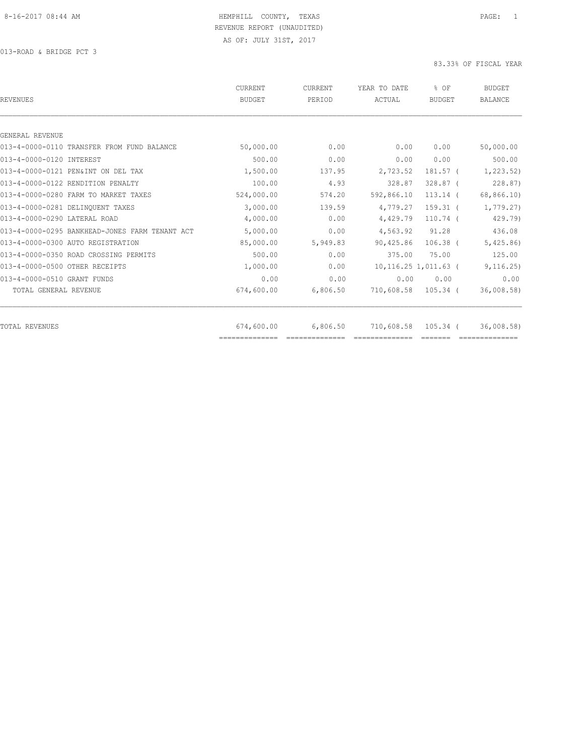HEMPHILL COUNTY, TEXAS
REVENUE REPORT (UNAUDITED)
AS OF: JULY 31ST, 2017

013-ROAD & BRIDGE PCT 3

83.33% OF FISCAL YEAR

| REVENUES | CURRENT BUDGET | CURRENT PERIOD | YEAR TO DATE ACTUAL | % OF BUDGET | BUDGET BALANCE |
|---|---|---|---|---|---|
| GENERAL REVENUE | | | | | |
| 013-4-0000-0110 TRANSFER FROM FUND BALANCE | 50,000.00 | 0.00 | 0.00 | 0.00 | 50,000.00 |
| 013-4-0000-0120 INTEREST | 500.00 | 0.00 | 0.00 | 0.00 | 500.00 |
| 013-4-0000-0121 PEN&INT ON DEL TAX | 1,500.00 | 137.95 | 2,723.52 | 181.57 | ( 1,223.52) |
| 013-4-0000-0122 RENDITION PENALTY | 100.00 | 4.93 | 328.87 | 328.87 | ( 228.87) |
| 013-4-0000-0280 FARM TO MARKET TAXES | 524,000.00 | 574.20 | 592,866.10 | 113.14 | ( 68,866.10) |
| 013-4-0000-0281 DELINQUENT TAXES | 3,000.00 | 139.59 | 4,779.27 | 159.31 | ( 1,779.27) |
| 013-4-0000-0290 LATERAL ROAD | 4,000.00 | 0.00 | 4,429.79 | 110.74 | ( 429.79) |
| 013-4-0000-0295 BANKHEAD-JONES FARM TENANT ACT | 5,000.00 | 0.00 | 4,563.92 | 91.28 | 436.08 |
| 013-4-0000-0300 AUTO REGISTRATION | 85,000.00 | 5,949.83 | 90,425.86 | 106.38 | ( 5,425.86) |
| 013-4-0000-0350 ROAD CROSSING PERMITS | 500.00 | 0.00 | 375.00 | 75.00 | 125.00 |
| 013-4-0000-0500 OTHER RECEIPTS | 1,000.00 | 0.00 | 10,116.25 | 1,011.63 | ( 9,116.25) |
| 013-4-0000-0510 GRANT FUNDS | 0.00 | 0.00 | 0.00 | 0.00 | 0.00 |
| TOTAL GENERAL REVENUE | 674,600.00 | 6,806.50 | 710,608.58 | 105.34 | ( 36,008.58) |
| TOTAL REVENUES | 674,600.00 | 6,806.50 | 710,608.58 | 105.34 | ( 36,008.58) |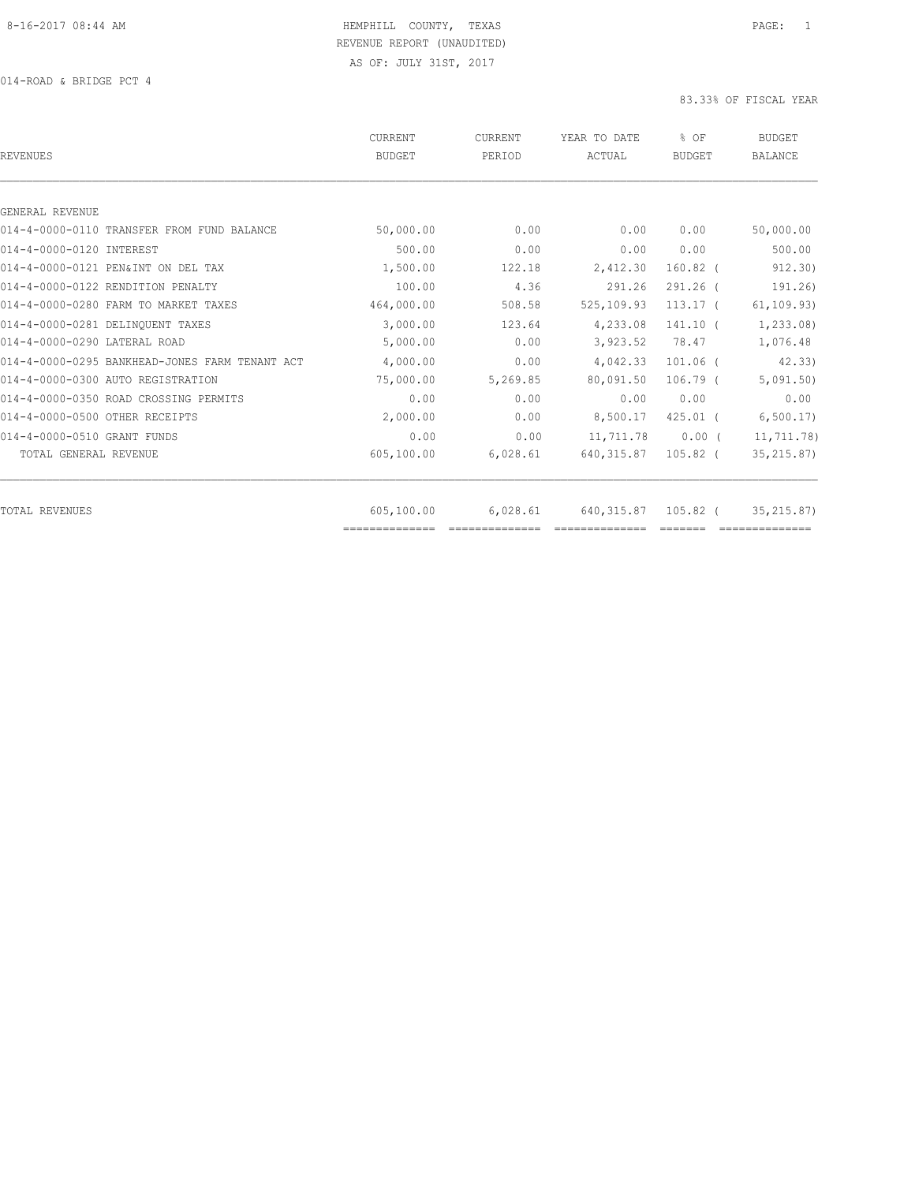HEMPHILL COUNTY, TEXAS
REVENUE REPORT (UNAUDITED)
AS OF: JULY 31ST, 2017

014-ROAD & BRIDGE PCT 4

83.33% OF FISCAL YEAR

| REVENUES | CURRENT BUDGET | CURRENT PERIOD | YEAR TO DATE ACTUAL | % OF BUDGET | BUDGET BALANCE |
|---|---|---|---|---|---|
| GENERAL REVENUE | | | | | |
| 014-4-0000-0110 TRANSFER FROM FUND BALANCE | 50,000.00 | 0.00 | 0.00 | 0.00 | 50,000.00 |
| 014-4-0000-0120 INTEREST | 500.00 | 0.00 | 0.00 | 0.00 | 500.00 |
| 014-4-0000-0121 PEN&INT ON DEL TAX | 1,500.00 | 122.18 | 2,412.30 | 160.82 | ( 912.30) |
| 014-4-0000-0122 RENDITION PENALTY | 100.00 | 4.36 | 291.26 | 291.26 | ( 191.26) |
| 014-4-0000-0280 FARM TO MARKET TAXES | 464,000.00 | 508.58 | 525,109.93 | 113.17 | ( 61,109.93) |
| 014-4-0000-0281 DELINQUENT TAXES | 3,000.00 | 123.64 | 4,233.08 | 141.10 | ( 1,233.08) |
| 014-4-0000-0290 LATERAL ROAD | 5,000.00 | 0.00 | 3,923.52 | 78.47 | 1,076.48 |
| 014-4-0000-0295 BANKHEAD-JONES FARM TENANT ACT | 4,000.00 | 0.00 | 4,042.33 | 101.06 | ( 42.33) |
| 014-4-0000-0300 AUTO REGISTRATION | 75,000.00 | 5,269.85 | 80,091.50 | 106.79 | ( 5,091.50) |
| 014-4-0000-0350 ROAD CROSSING PERMITS | 0.00 | 0.00 | 0.00 | 0.00 | 0.00 |
| 014-4-0000-0500 OTHER RECEIPTS | 2,000.00 | 0.00 | 8,500.17 | 425.01 | ( 6,500.17) |
| 014-4-0000-0510 GRANT FUNDS | 0.00 | 0.00 | 11,711.78 | 0.00 | ( 11,711.78) |
| TOTAL GENERAL REVENUE | 605,100.00 | 6,028.61 | 640,315.87 | 105.82 | ( 35,215.87) |
| TOTAL REVENUES | 605,100.00 | 6,028.61 | 640,315.87 | 105.82 | ( 35,215.87) |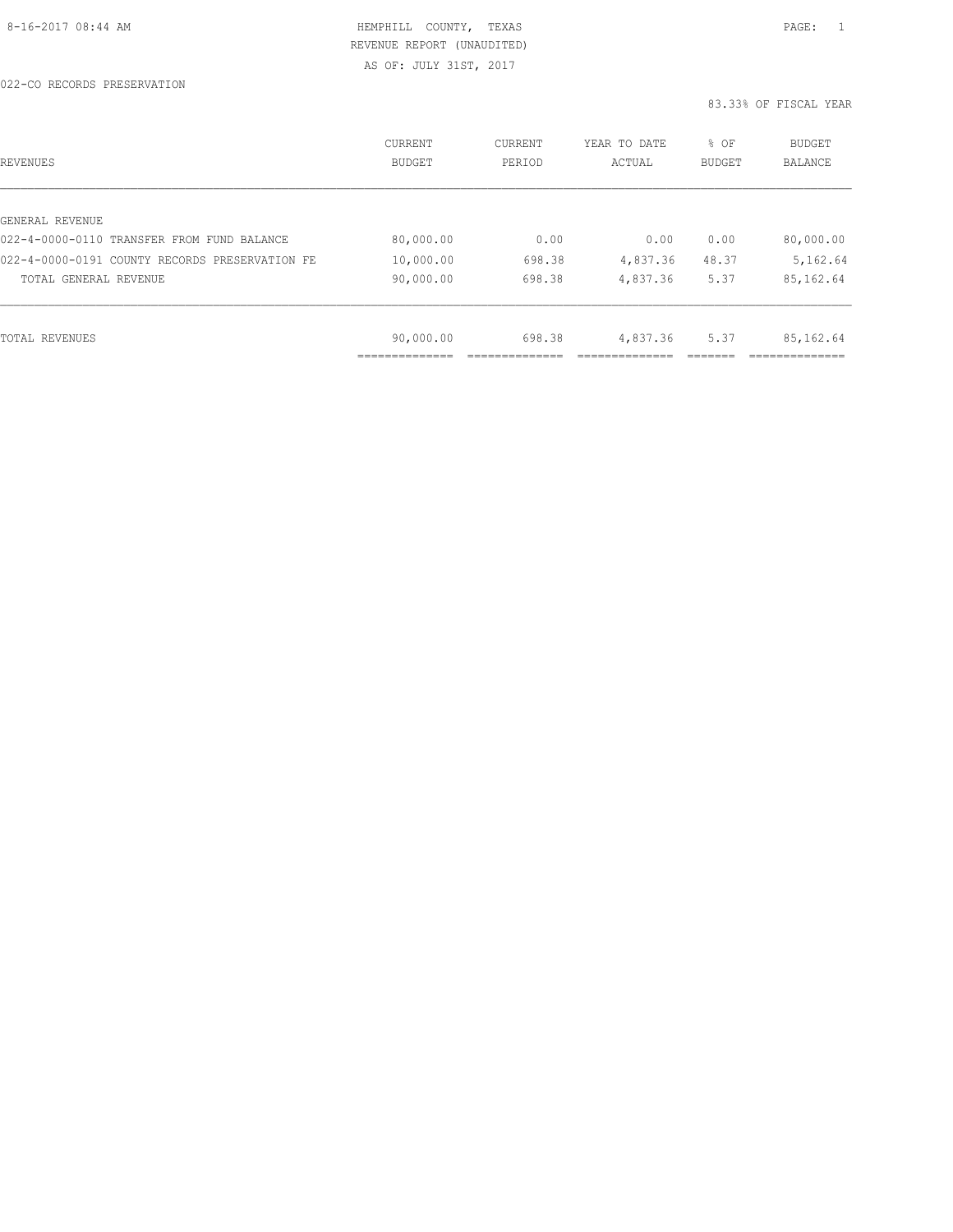8-16-2017 08:44 AM

HEMPHILL COUNTY, TEXAS

REVENUE REPORT (UNAUDITED)

AS OF: JULY 31ST, 2017

022-CO RECORDS PRESERVATION

83.33% OF FISCAL YEAR

| REVENUES | CURRENT BUDGET | CURRENT PERIOD | YEAR TO DATE ACTUAL | % OF BUDGET | BUDGET BALANCE |
|---|---|---|---|---|---|
| GENERAL REVENUE | | | | | |
| 022-4-0000-0110 TRANSFER FROM FUND BALANCE | 80,000.00 | 0.00 | 0.00 | 0.00 | 80,000.00 |
| 022-4-0000-0191 COUNTY RECORDS PRESERVATION FE | 10,000.00 | 698.38 | 4,837.36 | 48.37 | 5,162.64 |
| TOTAL GENERAL REVENUE | 90,000.00 | 698.38 | 4,837.36 | 5.37 | 85,162.64 |
| TOTAL REVENUES | 90,000.00 | 698.38 | 4,837.36 | 5.37 | 85,162.64 |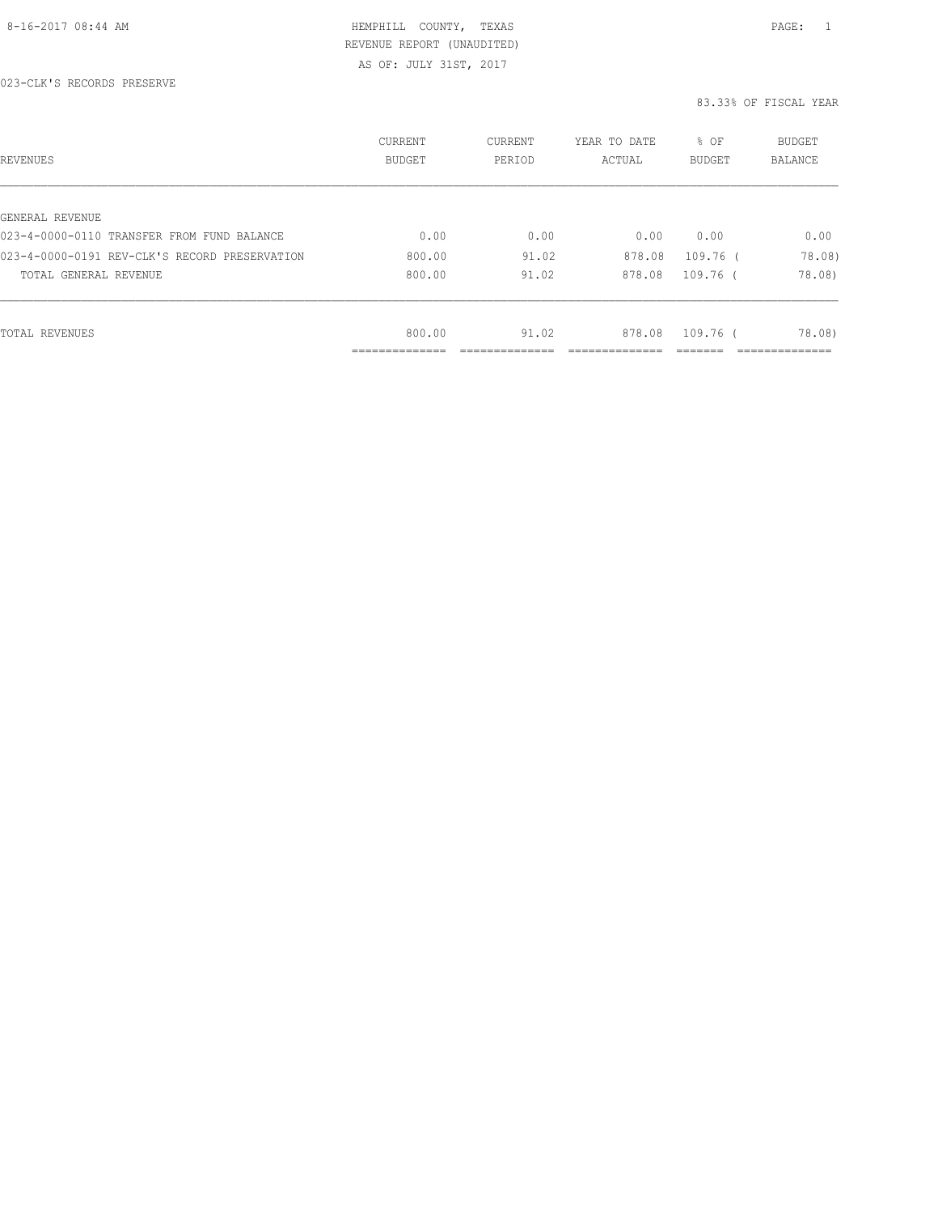HEMPHILL COUNTY, TEXAS
REVENUE REPORT (UNAUDITED)
AS OF: JULY 31ST, 2017

023-CLK'S RECORDS PRESERVE

83.33% OF FISCAL YEAR

| REVENUES | CURRENT BUDGET | CURRENT PERIOD | YEAR TO DATE ACTUAL | % OF BUDGET | BUDGET BALANCE |
|---|---|---|---|---|---|
| GENERAL REVENUE | | | | | |
| 023-4-0000-0110 TRANSFER FROM FUND BALANCE | 0.00 | 0.00 | 0.00 | 0.00 | 0.00 |
| 023-4-0000-0191 REV-CLK'S RECORD PRESERVATION | 800.00 | 91.02 | 878.08 | 109.76 | ( 78.08) |
| TOTAL GENERAL REVENUE | 800.00 | 91.02 | 878.08 | 109.76 | ( 78.08) |
| TOTAL REVENUES | 800.00 | 91.02 | 878.08 | 109.76 | ( 78.08) |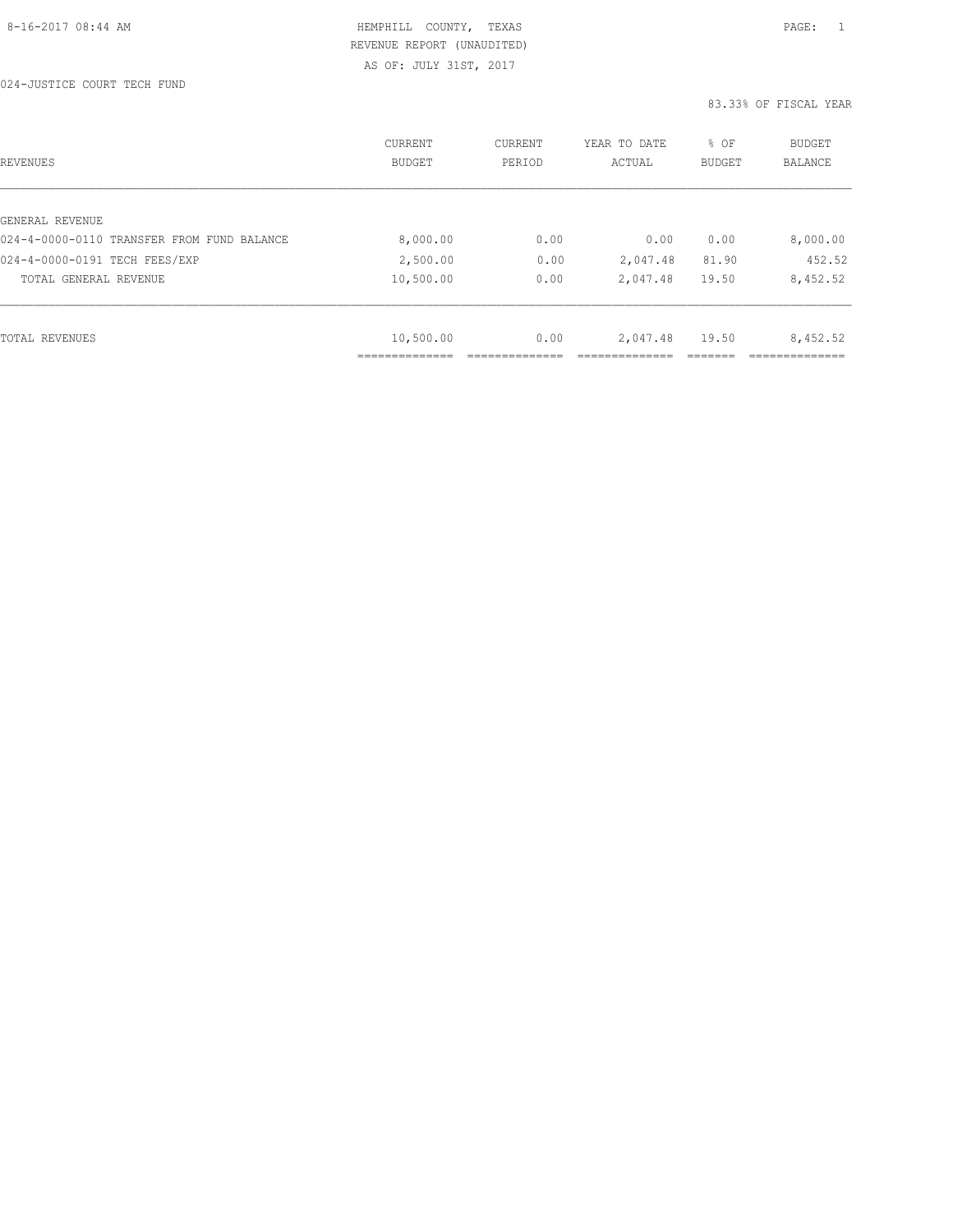8-16-2017 08:44 AM

HEMPHILL COUNTY, TEXAS
REVENUE REPORT (UNAUDITED)
AS OF: JULY 31ST, 2017

024-JUSTICE COURT TECH FUND

83.33% OF FISCAL YEAR

| REVENUES | CURRENT BUDGET | CURRENT PERIOD | YEAR TO DATE ACTUAL | % OF BUDGET | BUDGET BALANCE |
|---|---|---|---|---|---|
| GENERAL REVENUE | | | | | |
| 024-4-0000-0110 TRANSFER FROM FUND BALANCE | 8,000.00 | 0.00 | 0.00 | 0.00 | 8,000.00 |
| 024-4-0000-0191 TECH FEES/EXP | 2,500.00 | 0.00 | 2,047.48 | 81.90 | 452.52 |
| TOTAL GENERAL REVENUE | 10,500.00 | 0.00 | 2,047.48 | 19.50 | 8,452.52 |
| TOTAL REVENUES | 10,500.00 | 0.00 | 2,047.48 | 19.50 | 8,452.52 |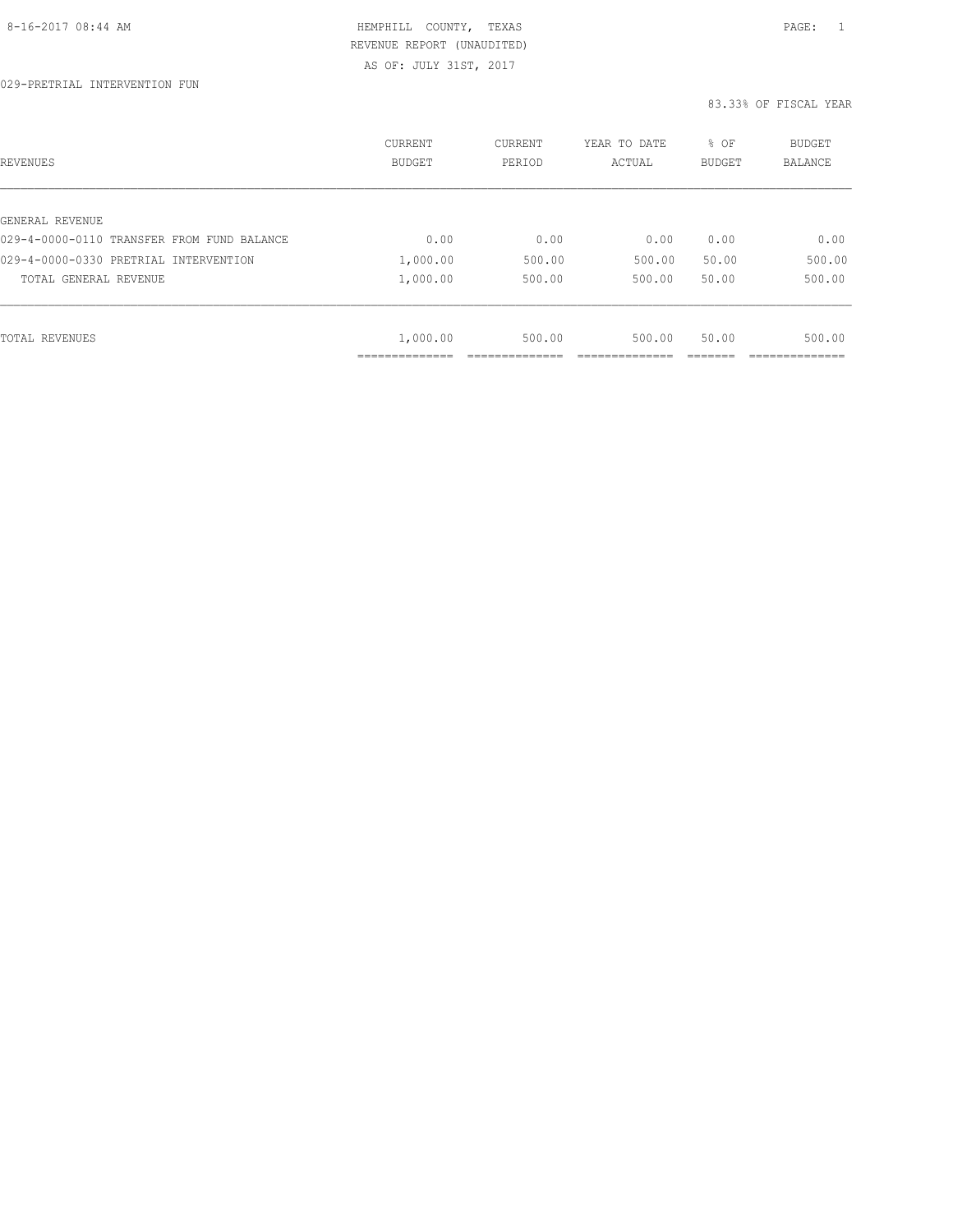HEMPHILL COUNTY, TEXAS
REVENUE REPORT (UNAUDITED)
AS OF: JULY 31ST, 2017

029-PRETRIAL INTERVENTION FUN

83.33% OF FISCAL YEAR

| REVENUES | CURRENT BUDGET | CURRENT PERIOD | YEAR TO DATE ACTUAL | % OF BUDGET | BUDGET BALANCE |
|---|---|---|---|---|---|
| GENERAL REVENUE | | | | | |
| 029-4-0000-0110 TRANSFER FROM FUND BALANCE | 0.00 | 0.00 | 0.00 | 0.00 | 0.00 |
| 029-4-0000-0330 PRETRIAL INTERVENTION | 1,000.00 | 500.00 | 500.00 | 50.00 | 500.00 |
| TOTAL GENERAL REVENUE | 1,000.00 | 500.00 | 500.00 | 50.00 | 500.00 |
| TOTAL REVENUES | 1,000.00 | 500.00 | 500.00 | 50.00 | 500.00 |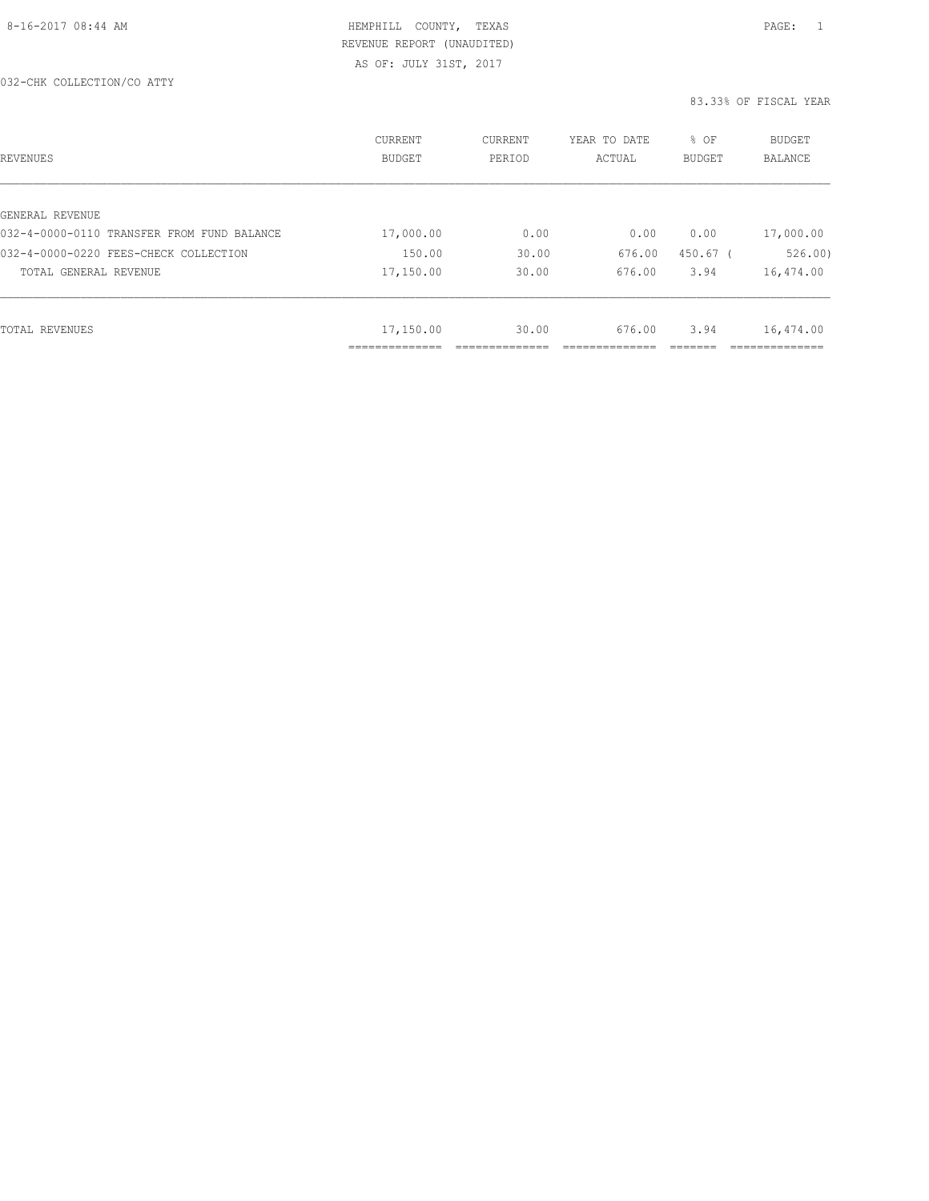HEMPHILL COUNTY, TEXAS
REVENUE REPORT (UNAUDITED)
AS OF: JULY 31ST, 2017

032-CHK COLLECTION/CO ATTY

83.33% OF FISCAL YEAR

| REVENUES | CURRENT BUDGET | CURRENT PERIOD | YEAR TO DATE ACTUAL | % OF BUDGET | BUDGET BALANCE |
|---|---|---|---|---|---|
| GENERAL REVENUE | | | | | |
| 032-4-0000-0110 TRANSFER FROM FUND BALANCE | 17,000.00 | 0.00 | 0.00 | 0.00 | 17,000.00 |
| 032-4-0000-0220 FEES-CHECK COLLECTION | 150.00 | 30.00 | 676.00 | 450.67 | ( 526.00) |
| TOTAL GENERAL REVENUE | 17,150.00 | 30.00 | 676.00 | 3.94 | 16,474.00 |
| TOTAL REVENUES | 17,150.00 | 30.00 | 676.00 | 3.94 | 16,474.00 |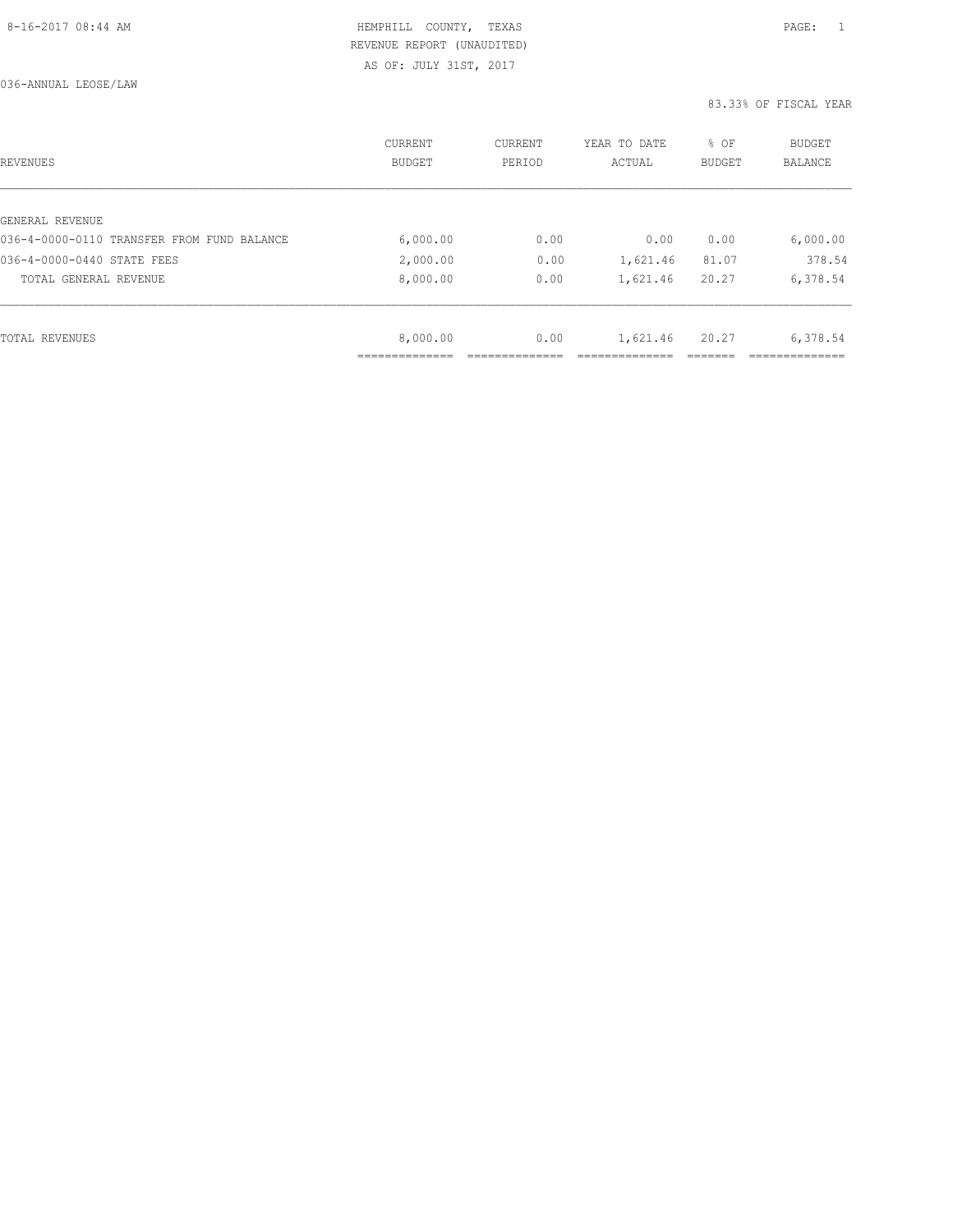HEMPHILL COUNTY, TEXAS
REVENUE REPORT (UNAUDITED)
AS OF: JULY 31ST, 2017

036-ANNUAL LEOSE/LAW

83.33% OF FISCAL YEAR

| REVENUES | CURRENT BUDGET | CURRENT PERIOD | YEAR TO DATE ACTUAL | % OF BUDGET | BUDGET BALANCE |
|---|---|---|---|---|---|
| GENERAL REVENUE | | | | | |
| 036-4-0000-0110 TRANSFER FROM FUND BALANCE | 6,000.00 | 0.00 | 0.00 | 0.00 | 6,000.00 |
| 036-4-0000-0440 STATE FEES | 2,000.00 | 0.00 | 1,621.46 | 81.07 | 378.54 |
| TOTAL GENERAL REVENUE | 8,000.00 | 0.00 | 1,621.46 | 20.27 | 6,378.54 |
| TOTAL REVENUES | 8,000.00 | 0.00 | 1,621.46 | 20.27 | 6,378.54 |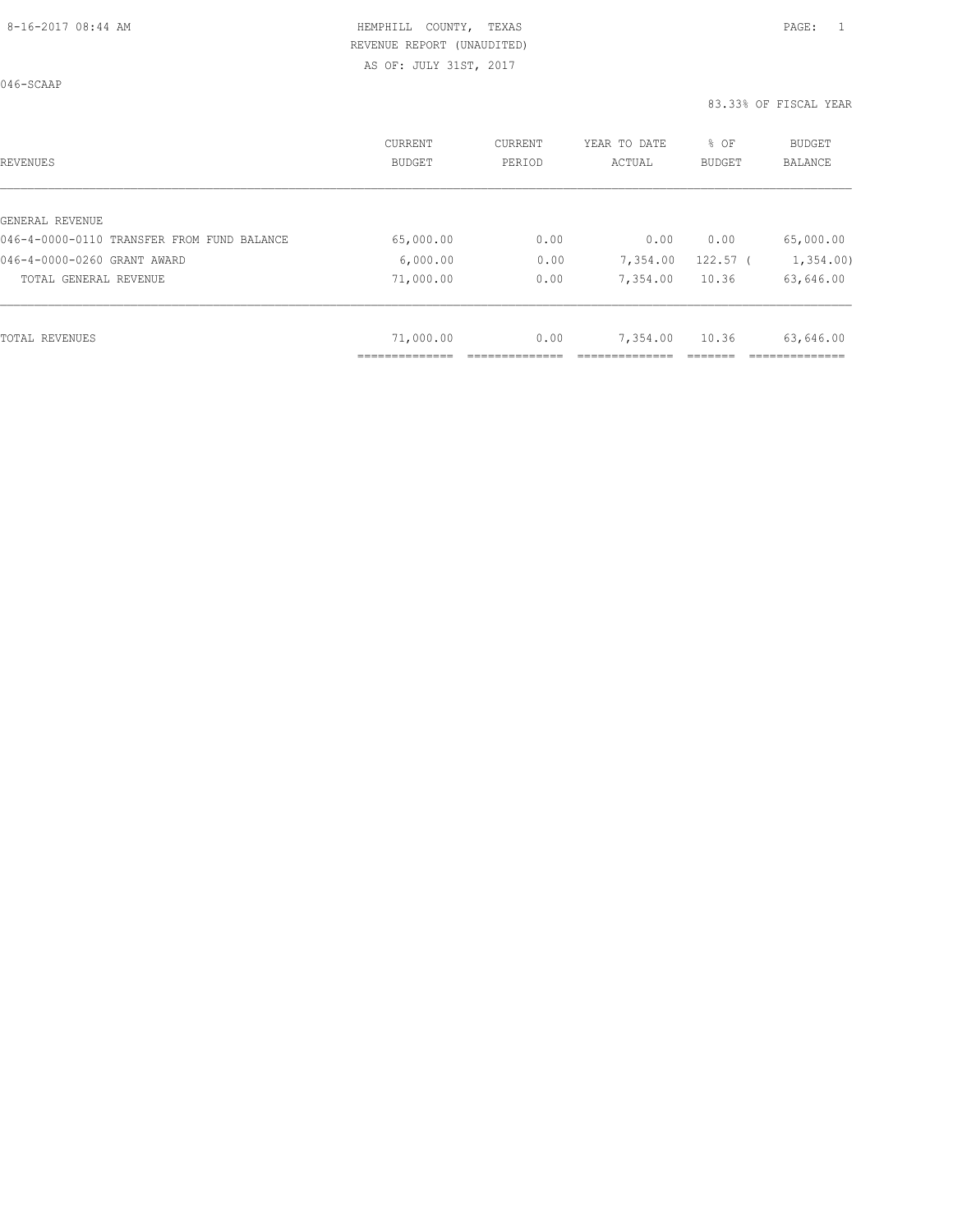HEMPHILL COUNTY, TEXAS
REVENUE REPORT (UNAUDITED)
AS OF: JULY 31ST, 2017

046-SCAAP

83.33% OF FISCAL YEAR

| REVENUES | CURRENT BUDGET | CURRENT PERIOD | YEAR TO DATE ACTUAL | % OF BUDGET | BUDGET BALANCE |
|---|---|---|---|---|---|
| GENERAL REVENUE | | | | | |
| 046-4-0000-0110 TRANSFER FROM FUND BALANCE | 65,000.00 | 0.00 | 0.00 | 0.00 | 65,000.00 |
| 046-4-0000-0260 GRANT AWARD | 6,000.00 | 0.00 | 7,354.00 | 122.57 | ( 1,354.00) |
| TOTAL GENERAL REVENUE | 71,000.00 | 0.00 | 7,354.00 | 10.36 | 63,646.00 |
| TOTAL REVENUES | 71,000.00 | 0.00 | 7,354.00 | 10.36 | 63,646.00 |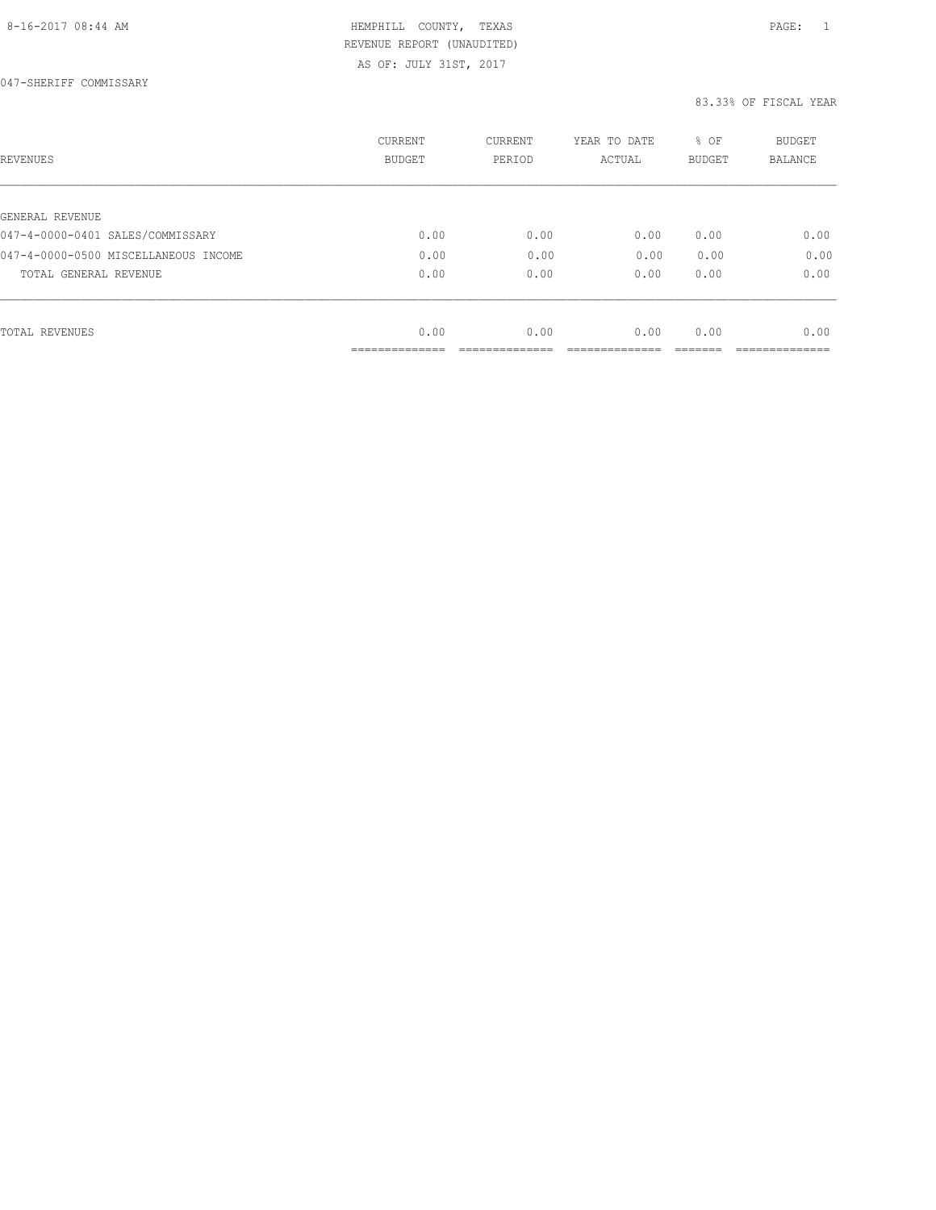HEMPHILL COUNTY, TEXAS
REVENUE REPORT (UNAUDITED)
AS OF: JULY 31ST, 2017

047-SHERIFF COMMISSARY

83.33% OF FISCAL YEAR

| REVENUES | CURRENT BUDGET | CURRENT PERIOD | YEAR TO DATE ACTUAL | % OF BUDGET | BUDGET BALANCE |
|---|---|---|---|---|---|
| GENERAL REVENUE | | | | | |
| 047-4-0000-0401 SALES/COMMISSARY | 0.00 | 0.00 | 0.00 | 0.00 | 0.00 |
| 047-4-0000-0500 MISCELLANEOUS INCOME | 0.00 | 0.00 | 0.00 | 0.00 | 0.00 |
| TOTAL GENERAL REVENUE | 0.00 | 0.00 | 0.00 | 0.00 | 0.00 |
| TOTAL REVENUES | 0.00 | 0.00 | 0.00 | 0.00 | 0.00 |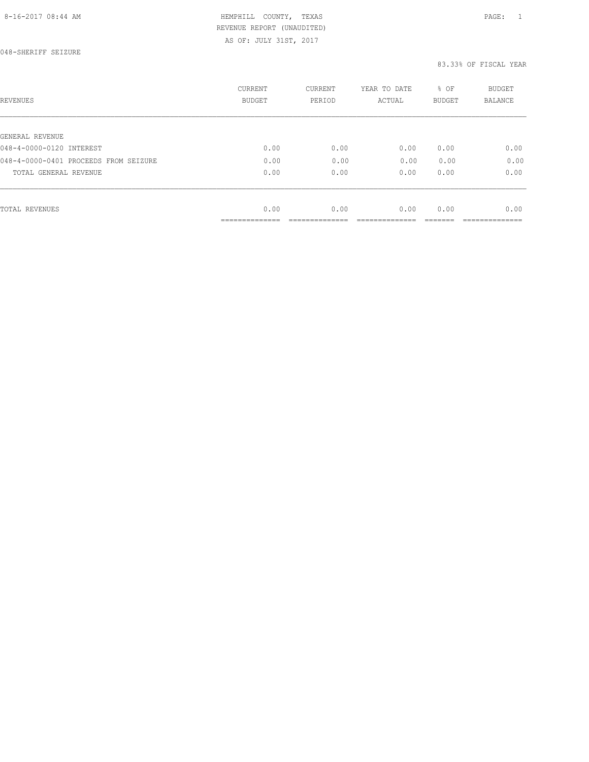8-16-2017 08:44 AM

HEMPHILL COUNTY, TEXAS
REVENUE REPORT (UNAUDITED)
AS OF: JULY 31ST, 2017

048-SHERIFF SEIZURE

83.33% OF FISCAL YEAR

| REVENUES | CURRENT BUDGET | CURRENT PERIOD | YEAR TO DATE ACTUAL | % OF BUDGET | BUDGET BALANCE |
|---|---|---|---|---|---|
| GENERAL REVENUE | | | | | |
| 048-4-0000-0120 INTEREST | 0.00 | 0.00 | 0.00 | 0.00 | 0.00 |
| 048-4-0000-0401 PROCEEDS FROM SEIZURE | 0.00 | 0.00 | 0.00 | 0.00 | 0.00 |
| TOTAL GENERAL REVENUE | 0.00 | 0.00 | 0.00 | 0.00 | 0.00 |
| TOTAL REVENUES | 0.00 | 0.00 | 0.00 | 0.00 | 0.00 |